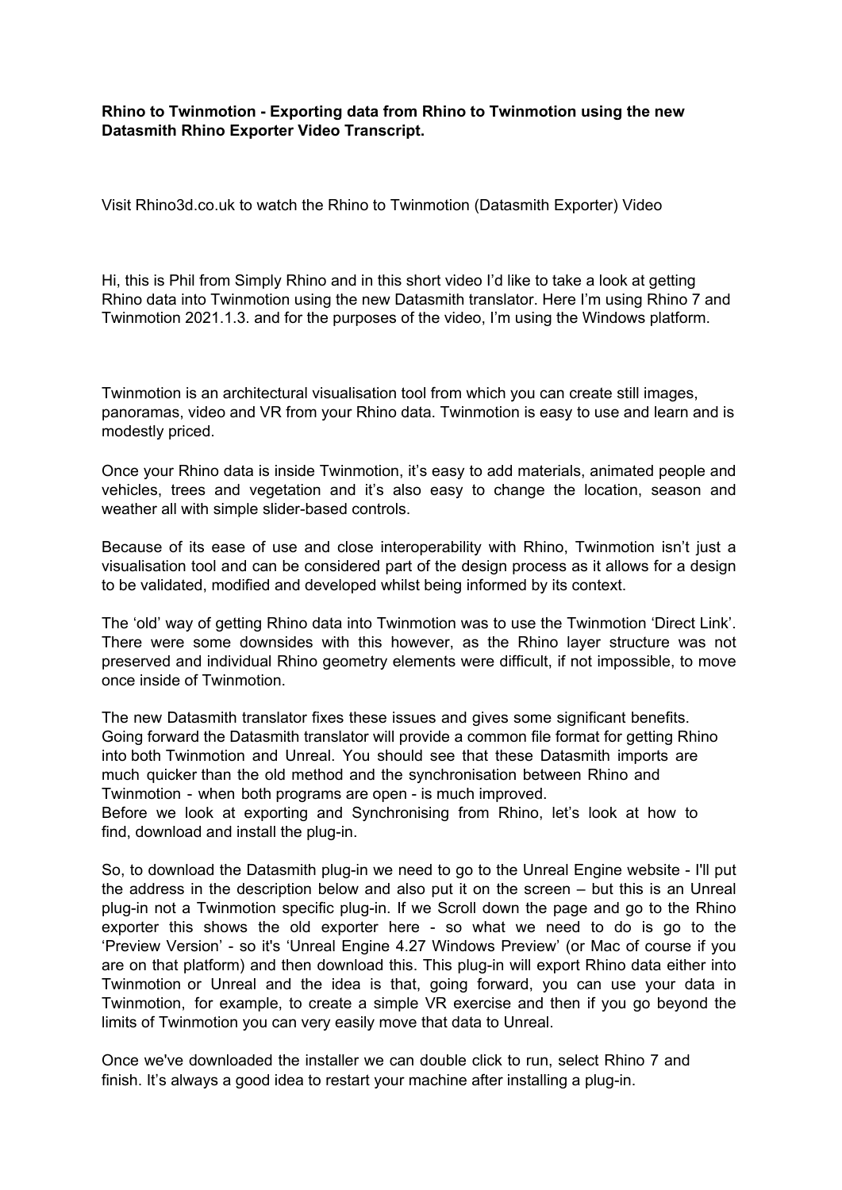**Rhino to Twinmotion - Exporting data from Rhino to Twinmotion using the new Datasmith Rhino Exporter Video Transcript.**

Visit Rhino3d.co.uk to watch the Rhino to Twinmotion (Datasmith Exporter) Video

Hi, this is Phil from Simply Rhino and in this short video I'd like to take a look at getting Rhino data into Twinmotion using the new Datasmith translator. Here I'm using Rhino 7 and Twinmotion 2021.1.3. and for the purposes of the video, I'm using the Windows platform.

Twinmotion is an architectural visualisation tool from which you can create still images, panoramas, video and VR from your Rhino data. Twinmotion is easy to use and learn and is modestly priced.

Once your Rhino data is inside Twinmotion, it's easy to add materials, animated people and vehicles, trees and vegetation and it's also easy to change the location, season and weather all with simple slider-based controls.

Because of its ease of use and close interoperability with Rhino, Twinmotion isn't just a visualisation tool and can be considered part of the design process as it allows for a design to be validated, modified and developed whilst being informed by its context.

The 'old' way of getting Rhino data into Twinmotion was to use the Twinmotion 'Direct Link'. There were some downsides with this however, as the Rhino layer structure was not preserved and individual Rhino geometry elements were difficult, if not impossible, to move once inside of Twinmotion.

The new Datasmith translator fixes these issues and gives some significant benefits. Going forward the Datasmith translator will provide a common file format for getting Rhino into both Twinmotion and Unreal. You should see that these Datasmith imports are much quicker than the old method and the synchronisation between Rhino and Twinmotion - when both programs are open - is much improved.
Before we look at exporting and Synchronising from Rhino, let's look at how to find, download and install the plug-in.

So, to download the Datasmith plug-in we need to go to the Unreal Engine website - I'll put the address in the description below and also put it on the screen – but this is an Unreal plug-in not a Twinmotion specific plug-in. If we Scroll down the page and go to the Rhino exporter this shows the old exporter here - so what we need to do is go to the 'Preview Version' - so it's 'Unreal Engine 4.27 Windows Preview' (or Mac of course if you are on that platform) and then download this. This plug-in will export Rhino data either into Twinmotion or Unreal and the idea is that, going forward, you can use your data in Twinmotion, for example, to create a simple VR exercise and then if you go beyond the limits of Twinmotion you can very easily move that data to Unreal.

Once we've downloaded the installer we can double click to run, select Rhino 7 and finish. It's always a good idea to restart your machine after installing a plug-in.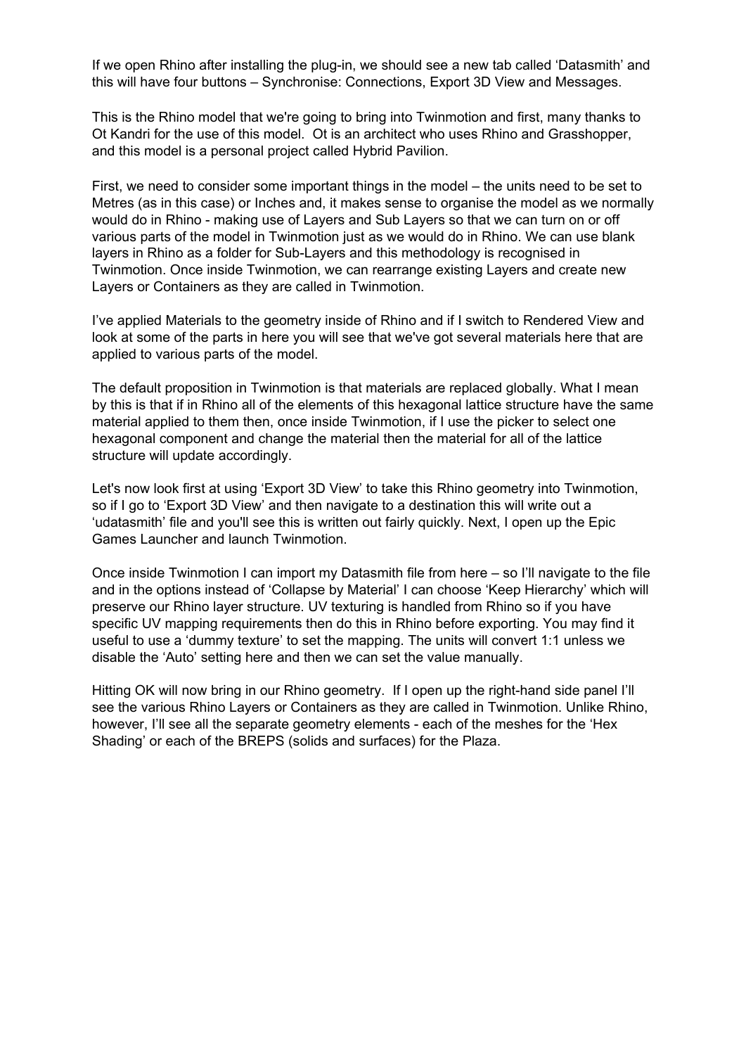If we open Rhino after installing the plug-in, we should see a new tab called 'Datasmith' and this will have four buttons – Synchronise: Connections, Export 3D View and Messages.

This is the Rhino model that we're going to bring into Twinmotion and first, many thanks to Ot Kandri for the use of this model. Ot is an architect who uses Rhino and Grasshopper, and this model is a personal project called Hybrid Pavilion.

First, we need to consider some important things in the model – the units need to be set to Metres (as in this case) or Inches and, it makes sense to organise the model as we normally would do in Rhino - making use of Layers and Sub Layers so that we can turn on or off various parts of the model in Twinmotion just as we would do in Rhino. We can use blank layers in Rhino as a folder for Sub-Layers and this methodology is recognised in Twinmotion. Once inside Twinmotion, we can rearrange existing Layers and create new Layers or Containers as they are called in Twinmotion.

I've applied Materials to the geometry inside of Rhino and if I switch to Rendered View and look at some of the parts in here you will see that we've got several materials here that are applied to various parts of the model.

The default proposition in Twinmotion is that materials are replaced globally. What I mean by this is that if in Rhino all of the elements of this hexagonal lattice structure have the same material applied to them then, once inside Twinmotion, if I use the picker to select one hexagonal component and change the material then the material for all of the lattice structure will update accordingly.

Let's now look first at using 'Export 3D View' to take this Rhino geometry into Twinmotion, so if I go to 'Export 3D View' and then navigate to a destination this will write out a 'udatasmith' file and you'll see this is written out fairly quickly. Next, I open up the Epic Games Launcher and launch Twinmotion.

Once inside Twinmotion I can import my Datasmith file from here – so I'll navigate to the file and in the options instead of 'Collapse by Material' I can choose 'Keep Hierarchy' which will preserve our Rhino layer structure. UV texturing is handled from Rhino so if you have specific UV mapping requirements then do this in Rhino before exporting. You may find it useful to use a 'dummy texture' to set the mapping. The units will convert 1:1 unless we disable the 'Auto' setting here and then we can set the value manually.

Hitting OK will now bring in our Rhino geometry. If I open up the right-hand side panel I'll see the various Rhino Layers or Containers as they are called in Twinmotion. Unlike Rhino, however, I'll see all the separate geometry elements - each of the meshes for the 'Hex Shading' or each of the BREPS (solids and surfaces) for the Plaza.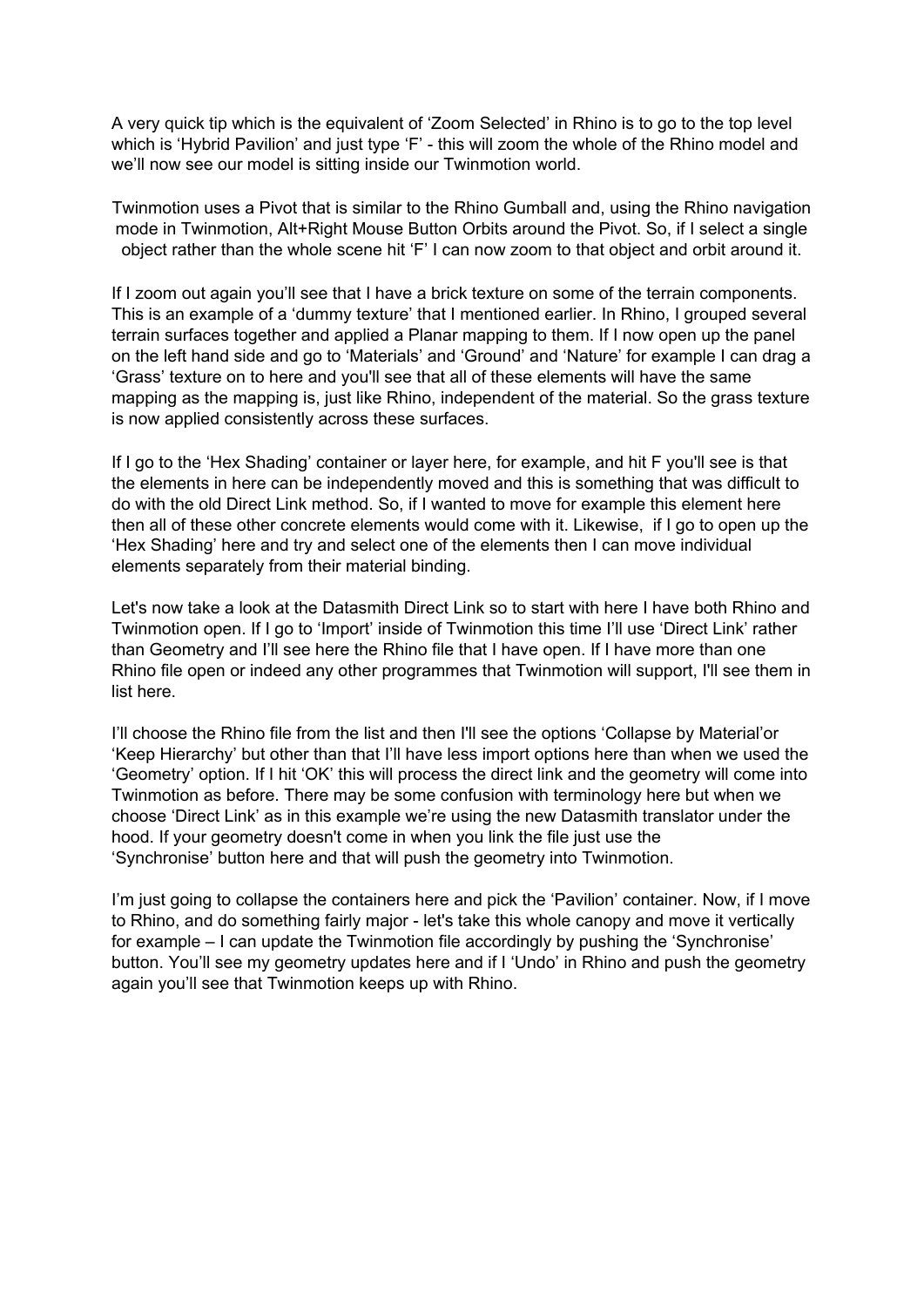A very quick tip which is the equivalent of 'Zoom Selected' in Rhino is to go to the top level which is 'Hybrid Pavilion' and just type 'F' - this will zoom the whole of the Rhino model and we'll now see our model is sitting inside our Twinmotion world.

Twinmotion uses a Pivot that is similar to the Rhino Gumball and, using the Rhino navigation mode in Twinmotion, Alt+Right Mouse Button Orbits around the Pivot. So, if I select a single object rather than the whole scene hit 'F' I can now zoom to that object and orbit around it.

If I zoom out again you'll see that I have a brick texture on some of the terrain components. This is an example of a 'dummy texture' that I mentioned earlier. In Rhino, I grouped several terrain surfaces together and applied a Planar mapping to them. If I now open up the panel on the left hand side and go to 'Materials' and 'Ground' and 'Nature' for example I can drag a 'Grass' texture on to here and you'll see that all of these elements will have the same mapping as the mapping is, just like Rhino, independent of the material. So the grass texture is now applied consistently across these surfaces.

If I go to the 'Hex Shading' container or layer here, for example, and hit F you'll see is that the elements in here can be independently moved and this is something that was difficult to do with the old Direct Link method. So, if I wanted to move for example this element here then all of these other concrete elements would come with it. Likewise, if I go to open up the 'Hex Shading' here and try and select one of the elements then I can move individual elements separately from their material binding.

Let's now take a look at the Datasmith Direct Link so to start with here I have both Rhino and Twinmotion open. If I go to 'Import' inside of Twinmotion this time I'll use 'Direct Link' rather than Geometry and I'll see here the Rhino file that I have open. If I have more than one Rhino file open or indeed any other programmes that Twinmotion will support, I'll see them in list here.

I'll choose the Rhino file from the list and then I'll see the options 'Collapse by Material'or 'Keep Hierarchy' but other than that I'll have less import options here than when we used the 'Geometry' option. If I hit 'OK' this will process the direct link and the geometry will come into Twinmotion as before. There may be some confusion with terminology here but when we choose 'Direct Link' as in this example we're using the new Datasmith translator under the hood. If your geometry doesn't come in when you link the file just use the 'Synchronise' button here and that will push the geometry into Twinmotion.

I'm just going to collapse the containers here and pick the 'Pavilion' container. Now, if I move to Rhino, and do something fairly major - let's take this whole canopy and move it vertically for example – I can update the Twinmotion file accordingly by pushing the 'Synchronise' button. You'll see my geometry updates here and if I 'Undo' in Rhino and push the geometry again you'll see that Twinmotion keeps up with Rhino.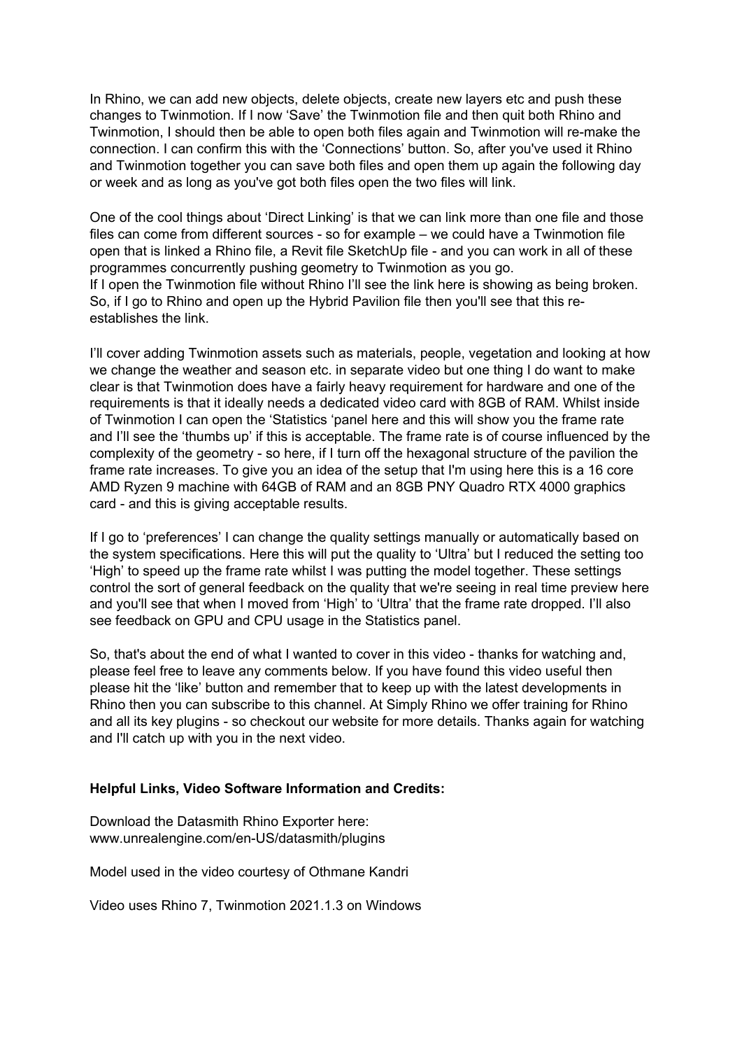In Rhino, we can add new objects, delete objects, create new layers etc and push these changes to Twinmotion. If I now 'Save' the Twinmotion file and then quit both Rhino and Twinmotion, I should then be able to open both files again and Twinmotion will re-make the connection. I can confirm this with the 'Connections' button. So, after you've used it Rhino and Twinmotion together you can save both files and open them up again the following day or week and as long as you've got both files open the two files will link.

One of the cool things about 'Direct Linking' is that we can link more than one file and those files can come from different sources - so for example – we could have a Twinmotion file open that is linked a Rhino file, a Revit file SketchUp file - and you can work in all of these programmes concurrently pushing geometry to Twinmotion as you go.
If I open the Twinmotion file without Rhino I'll see the link here is showing as being broken. So, if I go to Rhino and open up the Hybrid Pavilion file then you'll see that this re-establishes the link.

I'll cover adding Twinmotion assets such as materials, people, vegetation and looking at how we change the weather and season etc. in separate video but one thing I do want to make clear is that Twinmotion does have a fairly heavy requirement for hardware and one of the requirements is that it ideally needs a dedicated video card with 8GB of RAM. Whilst inside of Twinmotion I can open the 'Statistics 'panel here and this will show you the frame rate and I'll see the 'thumbs up' if this is acceptable. The frame rate is of course influenced by the complexity of the geometry - so here, if I turn off the hexagonal structure of the pavilion the frame rate increases. To give you an idea of the setup that I'm using here this is a 16 core AMD Ryzen 9 machine with 64GB of RAM and an 8GB PNY Quadro RTX 4000 graphics card - and this is giving acceptable results.

If I go to 'preferences' I can change the quality settings manually or automatically based on the system specifications. Here this will put the quality to 'Ultra' but I reduced the setting too 'High' to speed up the frame rate whilst I was putting the model together. These settings control the sort of general feedback on the quality that we're seeing in real time preview here and you'll see that when I moved from 'High' to 'Ultra' that the frame rate dropped. I'll also see feedback on GPU and CPU usage in the Statistics panel.

So, that's about the end of what I wanted to cover in this video - thanks for watching and, please feel free to leave any comments below. If you have found this video useful then please hit the 'like' button and remember that to keep up with the latest developments in Rhino then you can subscribe to this channel. At Simply Rhino we offer training for Rhino and all its key plugins - so checkout our website for more details. Thanks again for watching and I'll catch up with you in the next video.

**Helpful Links, Video Software Information and Credits:**

Download the Datasmith Rhino Exporter here:
www.unrealengine.com/en-US/datasmith/plugins

Model used in the video courtesy of Othmane Kandri

Video uses Rhino 7, Twinmotion 2021.1.3 on Windows